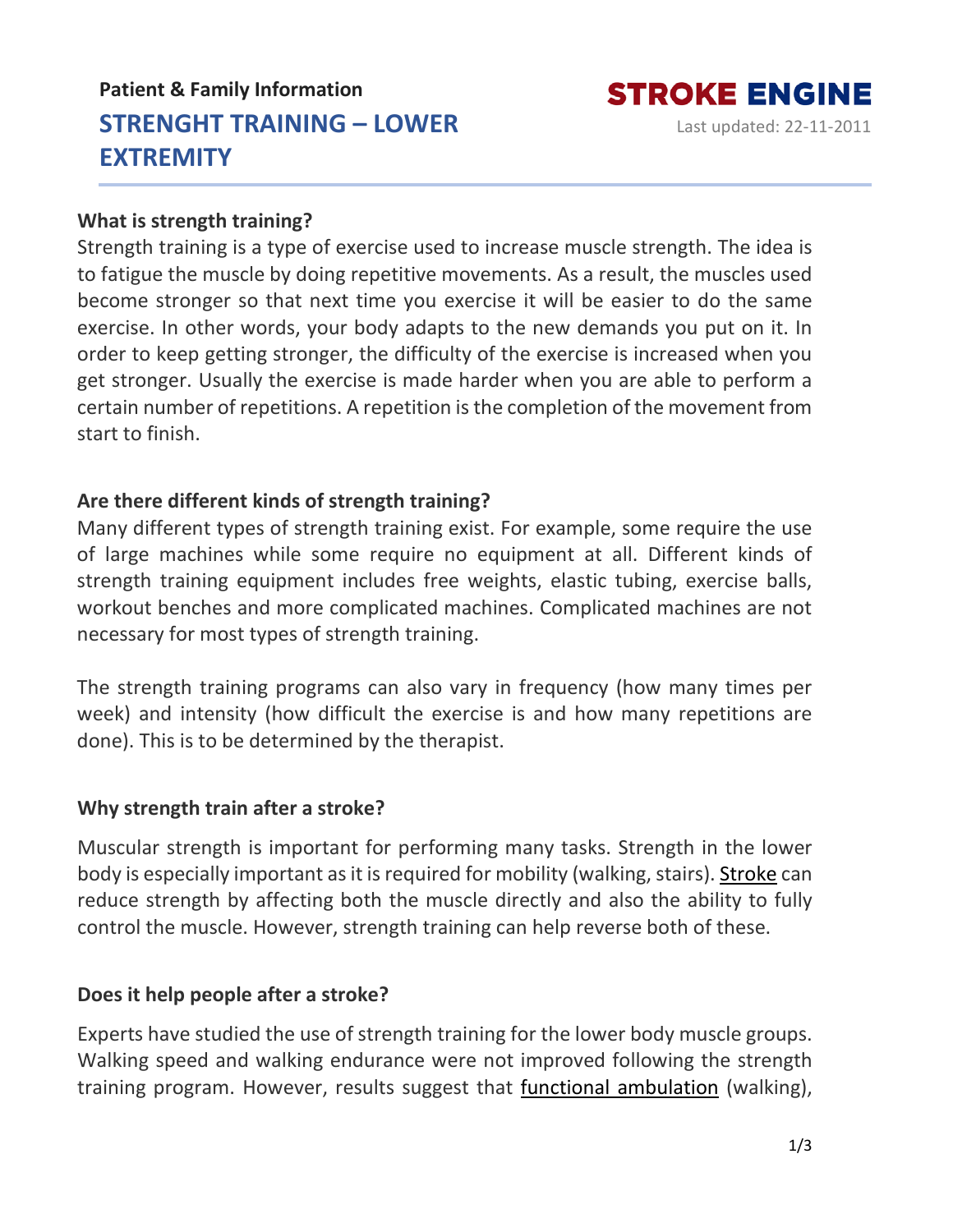**Patient & Family Information**

# STRENGHT TRAINING – LOWER EXTREMITY

**STROKE ENGINE**

Last updated: 22-11-2011

## What is strength training?

Strength training is a type of exercise used to increase muscle strength. The idea is to fatigue the muscle by doing repetitive movements. As a result, the muscles used become stronger so that next time you exercise it will be easier to do the same exercise. In other words, your body adapts to the new demands you put on it. In order to keep getting stronger, the difficulty of the exercise is increased when you get stronger. Usually the exercise is made harder when you are able to perform a certain number of repetitions. A repetition is the completion of the movement from start to finish.

## Are there different kinds of strength training?

Many different types of strength training exist. For example, some require the use of large machines while some require no equipment at all. Different kinds of strength training equipment includes free weights, elastic tubing, exercise balls, workout benches and more complicated machines. Complicated machines are not necessary for most types of strength training.

The strength training programs can also vary in frequency (how many times per week) and intensity (how difficult the exercise is and how many repetitions are done). This is to be determined by the therapist.

## Why strength train after a stroke?

Muscular strength is important for performing many tasks. Strength in the lower body is especially important as it is required for mobility (walking, stairs). Stroke can reduce strength by affecting both the muscle directly and also the ability to fully control the muscle. However, strength training can help reverse both of these.

## Does it help people after a stroke?

Experts have studied the use of strength training for the lower body muscle groups. Walking speed and walking endurance were not improved following the strength training program. However, results suggest that functional ambulation (walking),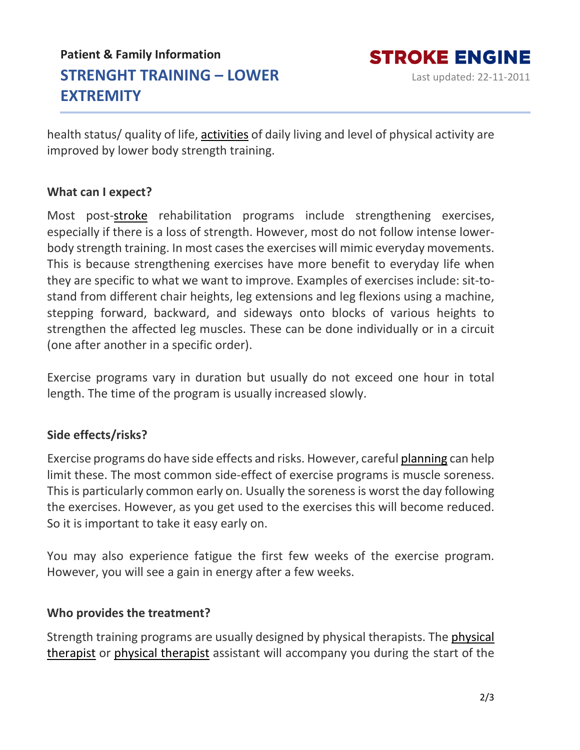health status/ quality of life, activities of daily living and level of physical activity are improved by lower body strength training.

**What can I expect?**

Most post-stroke rehabilitation programs include strengthening exercises, especially if there is a loss of strength. However, most do not follow intense lower-body strength training. In most cases the exercises will mimic everyday movements. This is because strengthening exercises have more benefit to everyday life when they are specific to what we want to improve. Examples of exercises include: sit-to-stand from different chair heights, leg extensions and leg flexions using a machine, stepping forward, backward, and sideways onto blocks of various heights to strengthen the affected leg muscles. These can be done individually or in a circuit (one after another in a specific order).

Exercise programs vary in duration but usually do not exceed one hour in total length. The time of the program is usually increased slowly.

**Side effects/risks?**

Exercise programs do have side effects and risks. However, careful planning can help limit these. The most common side-effect of exercise programs is muscle soreness. This is particularly common early on. Usually the soreness is worst the day following the exercises. However, as you get used to the exercises this will become reduced. So it is important to take it easy early on.

You may also experience fatigue the first few weeks of the exercise program. However, you will see a gain in energy after a few weeks.

**Who provides the treatment?**

Strength training programs are usually designed by physical therapists. The physical therapist or physical therapist assistant will accompany you during the start of the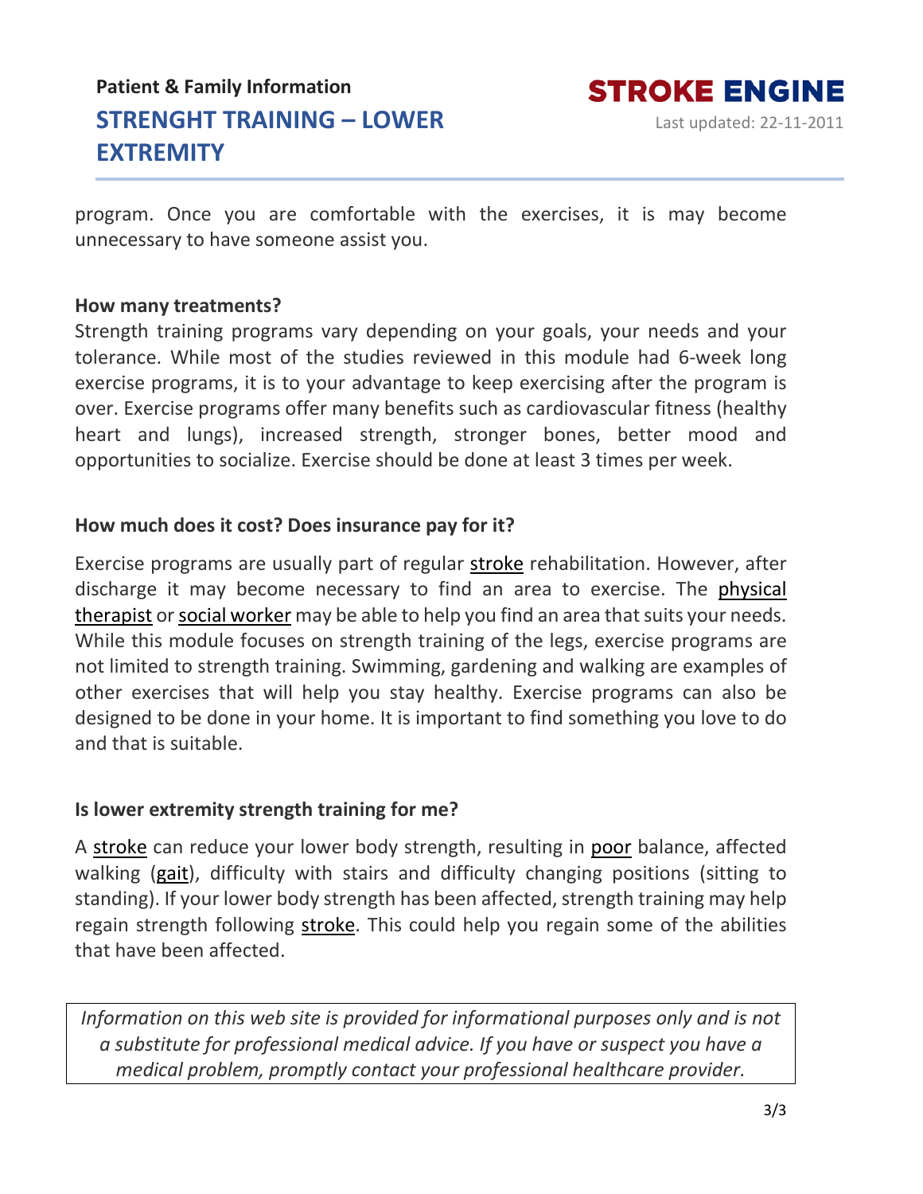program. Once you are comfortable with the exercises, it is may become unnecessary to have someone assist you.

**How many treatments?**

Strength training programs vary depending on your goals, your needs and your tolerance. While most of the studies reviewed in this module had 6-week long exercise programs, it is to your advantage to keep exercising after the program is over. Exercise programs offer many benefits such as cardiovascular fitness (healthy heart and lungs), increased strength, stronger bones, better mood and opportunities to socialize. Exercise should be done at least 3 times per week.

**How much does it cost? Does insurance pay for it?**

Exercise programs are usually part of regular stroke rehabilitation. However, after discharge it may become necessary to find an area to exercise. The physical therapist or social worker may be able to help you find an area that suits your needs. While this module focuses on strength training of the legs, exercise programs are not limited to strength training. Swimming, gardening and walking are examples of other exercises that will help you stay healthy. Exercise programs can also be designed to be done in your home. It is important to find something you love to do and that is suitable.

**Is lower extremity strength training for me?**

A stroke can reduce your lower body strength, resulting in poor balance, affected walking (gait), difficulty with stairs and difficulty changing positions (sitting to standing). If your lower body strength has been affected, strength training may help regain strength following stroke. This could help you regain some of the abilities that have been affected.

*Information on this web site is provided for informational purposes only and is not a substitute for professional medical advice. If you have or suspect you have a medical problem, promptly contact your professional healthcare provider.*